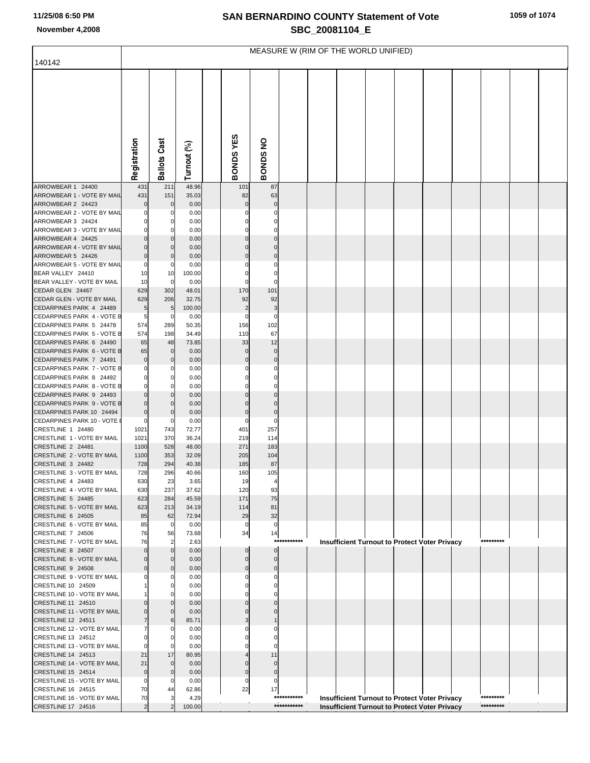# SAN BERNARDINO COUNTY Statement of Vote

November 4,2008

SBC_20081104_E

## MEASURE W (RIM OF THE WORLD UNIFIED)

140142

| | Registration | Ballots Cast | Turnout (%) | BONDS YES | BONDS NO | | |
|---|---|---|---|---|---|---|---|
| ARROWBEAR 1 24400 | 431 | 211 | 48.96 | 101 | 87 | | |
| ARROWBEAR 1 - VOTE BY MAIL | 431 | 151 | 35.03 | 82 | 63 | | |
| ARROWBEAR 2 24423 | 0 | 0 | 0.00 | 0 | 0 | | |
| ARROWBEAR 2 - VOTE BY MAIL | 0 | 0 | 0.00 | 0 | 0 | | |
| ARROWBEAR 3 24424 | 0 | 0 | 0.00 | 0 | 0 | | |
| ARROWBEAR 3 - VOTE BY MAIL | 0 | 0 | 0.00 | 0 | 0 | | |
| ARROWBEAR 4 24425 | 0 | 0 | 0.00 | 0 | 0 | | |
| ARROWBEAR 4 - VOTE BY MAIL | 0 | 0 | 0.00 | 0 | 0 | | |
| ARROWBEAR 5 24426 | 0 | 0 | 0.00 | 0 | 0 | | |
| ARROWBEAR 5 - VOTE BY MAIL | 0 | 0 | 0.00 | 0 | 0 | | |
| BEAR VALLEY 24410 | 10 | 10 | 100.00 | 0 | 0 | | |
| BEAR VALLEY - VOTE BY MAIL | 10 | 0 | 0.00 | 0 | 0 | | |
| CEDAR GLEN 24467 | 629 | 302 | 48.01 | 170 | 101 | | |
| CEDAR GLEN - VOTE BY MAIL | 629 | 206 | 32.75 | 92 | 92 | | |
| CEDARPINES PARK 4 24489 | 5 | 5 | 100.00 | 2 | 3 | | |
| CEDARPINES PARK 4 - VOTE B | 5 | 0 | 0.00 | 0 | 0 | | |
| CEDARPINES PARK 5 24478 | 574 | 289 | 50.35 | 156 | 102 | | |
| CEDARPINES PARK 5 - VOTE B | 574 | 198 | 34.49 | 110 | 67 | | |
| CEDARPINES PARK 6 24490 | 65 | 48 | 73.85 | 33 | 12 | | |
| CEDARPINES PARK 6 - VOTE B | 65 | 0 | 0.00 | 0 | 0 | | |
| CEDARPINES PARK 7 24491 | 0 | 0 | 0.00 | 0 | 0 | | |
| CEDARPINES PARK 7 - VOTE B | 0 | 0 | 0.00 | 0 | 0 | | |
| CEDARPINES PARK 8 24492 | 0 | 0 | 0.00 | 0 | 0 | | |
| CEDARPINES PARK 8 - VOTE B | 0 | 0 | 0.00 | 0 | 0 | | |
| CEDARPINES PARK 9 24493 | 0 | 0 | 0.00 | 0 | 0 | | |
| CEDARPINES PARK 9 - VOTE B | 0 | 0 | 0.00 | 0 | 0 | | |
| CEDARPINES PARK 10 24494 | 0 | 0 | 0.00 | 0 | 0 | | |
| CEDARPINES PARK 10 - VOTE B | 0 | 0 | 0.00 | 0 | 0 | | |
| CRESTLINE 1 24480 | 1021 | 743 | 72.77 | 401 | 257 | | |
| CRESTLINE 1 - VOTE BY MAIL | 1021 | 370 | 36.24 | 219 | 114 | | |
| CRESTLINE 2 24481 | 1100 | 528 | 48.00 | 271 | 183 | | |
| CRESTLINE 2 - VOTE BY MAIL | 1100 | 353 | 32.09 | 205 | 104 | | |
| CRESTLINE 3 24482 | 728 | 294 | 40.38 | 185 | 87 | | |
| CRESTLINE 3 - VOTE BY MAIL | 728 | 296 | 40.66 | 160 | 105 | | |
| CRESTLINE 4 24483 | 630 | 23 | 3.65 | 19 | 4 | | |
| CRESTLINE 4 - VOTE BY MAIL | 630 | 237 | 37.62 | 120 | 93 | | |
| CRESTLINE 5 24485 | 623 | 284 | 45.59 | 171 | 75 | | |
| CRESTLINE 5 - VOTE BY MAIL | 623 | 213 | 34.19 | 114 | 81 | | |
| CRESTLINE 6 24505 | 85 | 62 | 72.94 | 29 | 32 | | |
| CRESTLINE 6 - VOTE BY MAIL | 85 | 0 | 0.00 | 0 | 0 | | |
| CRESTLINE 7 24506 | 76 | 56 | 73.68 | 34 | 14 | | |
| CRESTLINE 7 - VOTE BY MAIL | 76 | 2 | 2.63 | | *********** | Insufficient Turnout to Protect Voter Privacy | ********* |
| CRESTLINE 8 24507 | 0 | 0 | 0.00 | 0 | 0 | | |
| CRESTLINE 8 - VOTE BY MAIL | 0 | 0 | 0.00 | 0 | 0 | | |
| CRESTLINE 9 24508 | 0 | 0 | 0.00 | 0 | 0 | | |
| CRESTLINE 9 - VOTE BY MAIL | 0 | 0 | 0.00 | 0 | 0 | | |
| CRESTLINE 10 24509 | 1 | 0 | 0.00 | 0 | 0 | | |
| CRESTLINE 10 - VOTE BY MAIL | 1 | 0 | 0.00 | 0 | 0 | | |
| CRESTLINE 11 24510 | 0 | 0 | 0.00 | 0 | 0 | | |
| CRESTLINE 11 - VOTE BY MAIL | 0 | 0 | 0.00 | 0 | 0 | | |
| CRESTLINE 12 24511 | 7 | 6 | 85.71 | 3 | 1 | | |
| CRESTLINE 12 - VOTE BY MAIL | 7 | 0 | 0.00 | 0 | 0 | | |
| CRESTLINE 13 24512 | 0 | 0 | 0.00 | 0 | 0 | | |
| CRESTLINE 13 - VOTE BY MAIL | 0 | 0 | 0.00 | 0 | 0 | | |
| CRESTLINE 14 24513 | 21 | 17 | 80.95 | 4 | 11 | | |
| CRESTLINE 14 - VOTE BY MAIL | 21 | 0 | 0.00 | 0 | 0 | | |
| CRESTLINE 15 24514 | 0 | 0 | 0.00 | 0 | 0 | | |
| CRESTLINE 15 - VOTE BY MAIL | 0 | 0 | 0.00 | 0 | 0 | | |
| CRESTLINE 16 24515 | 70 | 44 | 62.86 | 22 | 17 | | |
| CRESTLINE 16 - VOTE BY MAIL | 70 | 3 | 4.29 | | *********** | Insufficient Turnout to Protect Voter Privacy | ********* |
| CRESTLINE 17 24516 | 2 | 2 | 100.00 | | *********** | Insufficient Turnout to Protect Voter Privacy | ********* |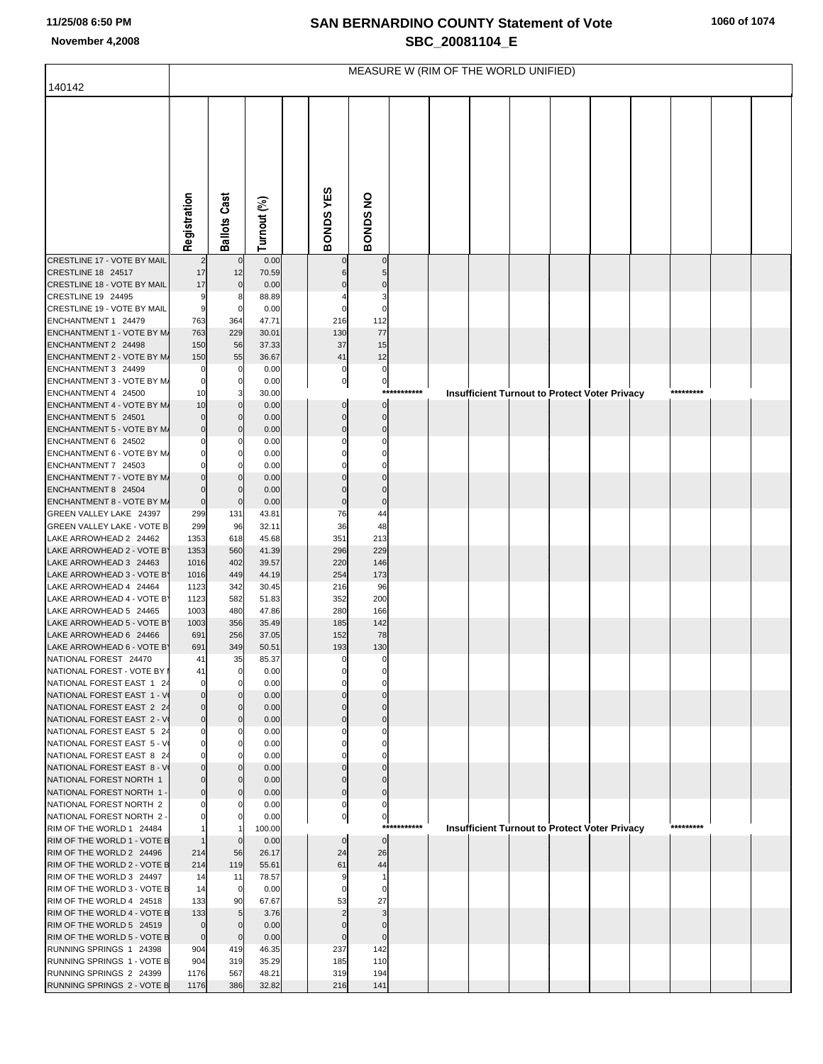# SAN BERNARDINO COUNTY Statement of Vote
## SBC_20081104_E

November 4,2008

MEASURE W (RIM OF THE WORLD UNIFIED)

140142

| | Registration | Ballots Cast | Turnout (%) | | BONDS YES | BONDS NO | | | | | | | | | |
|---|---|---|---|---|---|---|---|---|---|---|---|---|---|---|---|
| CRESTLINE 17 - VOTE BY MAIL | 2 | 0 | 0.00 | | 0 | 0 | | | | | | | | | |
| CRESTLINE 18 24517 | 17 | 12 | 70.59 | | 6 | 5 | | | | | | | | | |
| CRESTLINE 18 - VOTE BY MAIL | 17 | 0 | 0.00 | | 0 | 0 | | | | | | | | | |
| CRESTLINE 19 24495 | 9 | 8 | 88.89 | | 4 | 3 | | | | | | | | | |
| CRESTLINE 19 - VOTE BY MAIL | 9 | 0 | 0.00 | | 0 | 0 | | | | | | | | | |
| ENCHANTMENT 1 24479 | 763 | 364 | 47.71 | | 216 | 112 | | | | | | | | | |
| ENCHANTMENT 1 - VOTE BY MA | 763 | 229 | 30.01 | | 130 | 77 | | | | | | | | | |
| ENCHANTMENT 2 24498 | 150 | 56 | 37.33 | | 37 | 15 | | | | | | | | | |
| ENCHANTMENT 2 - VOTE BY MA | 150 | 55 | 36.67 | | 41 | 12 | | | | | | | | | |
| ENCHANTMENT 3 24499 | 0 | 0 | 0.00 | | 0 | 0 | | | | | | | | | |
| ENCHANTMENT 3 - VOTE BY MA | 0 | 0 | 0.00 | | 0 | 0 | | | | | | | | | |
| ENCHANTMENT 4 24500 | 10 | 3 | 30.00 | | | | *********** | Insufficient Turnout to Protect Voter Privacy | | | | | | ********* | |
| ENCHANTMENT 4 - VOTE BY MA | 10 | 0 | 0.00 | | 0 | 0 | | | | | | | | | |
| ENCHANTMENT 5 24501 | 0 | 0 | 0.00 | | 0 | 0 | | | | | | | | | |
| ENCHANTMENT 5 - VOTE BY MA | 0 | 0 | 0.00 | | 0 | 0 | | | | | | | | | |
| ENCHANTMENT 6 24502 | 0 | 0 | 0.00 | | 0 | 0 | | | | | | | | | |
| ENCHANTMENT 6 - VOTE BY MA | 0 | 0 | 0.00 | | 0 | 0 | | | | | | | | | |
| ENCHANTMENT 7 24503 | 0 | 0 | 0.00 | | 0 | 0 | | | | | | | | | |
| ENCHANTMENT 7 - VOTE BY MA | 0 | 0 | 0.00 | | 0 | 0 | | | | | | | | | |
| ENCHANTMENT 8 24504 | 0 | 0 | 0.00 | | 0 | 0 | | | | | | | | | |
| ENCHANTMENT 8 - VOTE BY MA | 0 | 0 | 0.00 | | 0 | 0 | | | | | | | | | |
| GREEN VALLEY LAKE 24397 | 299 | 131 | 43.81 | | 76 | 44 | | | | | | | | | |
| GREEN VALLEY LAKE - VOTE B | 299 | 96 | 32.11 | | 36 | 48 | | | | | | | | | |
| LAKE ARROWHEAD 2 24462 | 1353 | 618 | 45.68 | | 351 | 213 | | | | | | | | | |
| LAKE ARROWHEAD 2 - VOTE BY | 1353 | 560 | 41.39 | | 296 | 229 | | | | | | | | | |
| LAKE ARROWHEAD 3 24463 | 1016 | 402 | 39.57 | | 220 | 146 | | | | | | | | | |
| LAKE ARROWHEAD 3 - VOTE BY | 1016 | 449 | 44.19 | | 254 | 173 | | | | | | | | | |
| LAKE ARROWHEAD 4 24464 | 1123 | 342 | 30.45 | | 216 | 96 | | | | | | | | | |
| LAKE ARROWHEAD 4 - VOTE BY | 1123 | 582 | 51.83 | | 352 | 200 | | | | | | | | | |
| LAKE ARROWHEAD 5 24465 | 1003 | 480 | 47.86 | | 280 | 166 | | | | | | | | | |
| LAKE ARROWHEAD 5 - VOTE BY | 1003 | 356 | 35.49 | | 185 | 142 | | | | | | | | | |
| LAKE ARROWHEAD 6 24466 | 691 | 256 | 37.05 | | 152 | 78 | | | | | | | | | |
| LAKE ARROWHEAD 6 - VOTE BY | 691 | 349 | 50.51 | | 193 | 130 | | | | | | | | | |
| NATIONAL FOREST 24470 | 41 | 35 | 85.37 | | 0 | 0 | | | | | | | | | |
| NATIONAL FOREST - VOTE BY M | 41 | 0 | 0.00 | | 0 | 0 | | | | | | | | | |
| NATIONAL FOREST EAST 1 24 | 0 | 0 | 0.00 | | 0 | 0 | | | | | | | | | |
| NATIONAL FOREST EAST 1 - VO | 0 | 0 | 0.00 | | 0 | 0 | | | | | | | | | |
| NATIONAL FOREST EAST 2 24 | 0 | 0 | 0.00 | | 0 | 0 | | | | | | | | | |
| NATIONAL FOREST EAST 2 - VO | 0 | 0 | 0.00 | | 0 | 0 | | | | | | | | | |
| NATIONAL FOREST EAST 5 24 | 0 | 0 | 0.00 | | 0 | 0 | | | | | | | | | |
| NATIONAL FOREST EAST 5 - VO | 0 | 0 | 0.00 | | 0 | 0 | | | | | | | | | |
| NATIONAL FOREST EAST 8 24 | 0 | 0 | 0.00 | | 0 | 0 | | | | | | | | | |
| NATIONAL FOREST EAST 8 - VO | 0 | 0 | 0.00 | | 0 | 0 | | | | | | | | | |
| NATIONAL FOREST NORTH 1 | 0 | 0 | 0.00 | | 0 | 0 | | | | | | | | | |
| NATIONAL FOREST NORTH 1 - | 0 | 0 | 0.00 | | 0 | 0 | | | | | | | | | |
| NATIONAL FOREST NORTH 2 | 0 | 0 | 0.00 | | 0 | 0 | | | | | | | | | |
| NATIONAL FOREST NORTH 2 - | 0 | 0 | 0.00 | | 0 | 0 | | | | | | | | | |
| RIM OF THE WORLD 1 24484 | 1 | 1 | 100.00 | | | | *********** | Insufficient Turnout to Protect Voter Privacy | | | | | | ********* | |
| RIM OF THE WORLD 1 - VOTE B | 1 | 0 | 0.00 | | 0 | 0 | | | | | | | | | |
| RIM OF THE WORLD 2 24496 | 214 | 56 | 26.17 | | 24 | 26 | | | | | | | | | |
| RIM OF THE WORLD 2 - VOTE B | 214 | 119 | 55.61 | | 61 | 44 | | | | | | | | | |
| RIM OF THE WORLD 3 24497 | 14 | 11 | 78.57 | | 9 | 1 | | | | | | | | | |
| RIM OF THE WORLD 3 - VOTE B | 14 | 0 | 0.00 | | 0 | 0 | | | | | | | | | |
| RIM OF THE WORLD 4 24518 | 133 | 90 | 67.67 | | 53 | 27 | | | | | | | | | |
| RIM OF THE WORLD 4 - VOTE B | 133 | 5 | 3.76 | | 2 | 3 | | | | | | | | | |
| RIM OF THE WORLD 5 24519 | 0 | 0 | 0.00 | | 0 | 0 | | | | | | | | | |
| RIM OF THE WORLD 5 - VOTE B | 0 | 0 | 0.00 | | 0 | 0 | | | | | | | | | |
| RUNNING SPRINGS 1 24398 | 904 | 419 | 46.35 | | 237 | 142 | | | | | | | | | |
| RUNNING SPRINGS 1 - VOTE B | 904 | 319 | 35.29 | | 185 | 110 | | | | | | | | | |
| RUNNING SPRINGS 2 24399 | 1176 | 567 | 48.21 | | 319 | 194 | | | | | | | | | |
| RUNNING SPRINGS 2 - VOTE B | 1176 | 386 | 32.82 | | 216 | 141 | | | | | | | | | |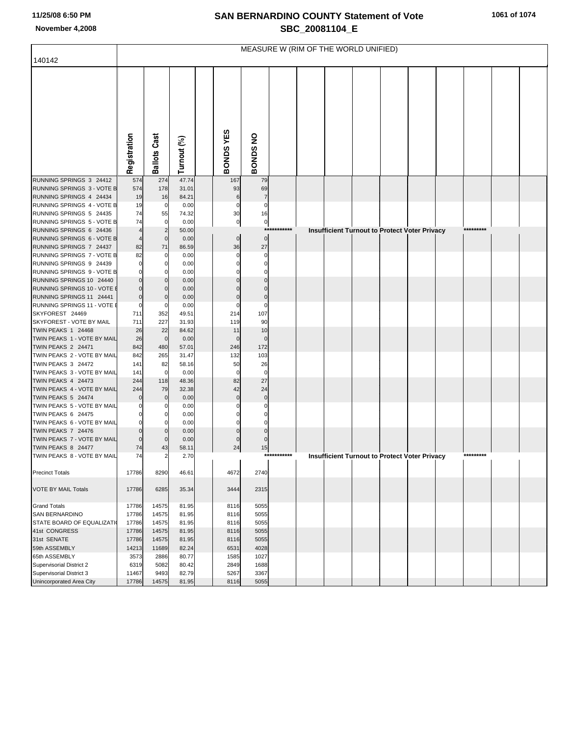# SAN BERNARDINO COUNTY Statement of Vote

## SBC_20081104_E

11/25/08 6:50 PM

November 4,2008

MEASURE W (RIM OF THE WORLD UNIFIED)

| 140142 | Registration | Ballots Cast | Turnout (%) | | BONDS YES | BONDS NO | | | | | | | | | | |
|---|---|---|---|---|---|---|---|---|---|---|---|---|---|---|---|---|
| RUNNING SPRINGS 3 24412 | 574 | 274 | 47.74 | | 167 | 79 | | | | | | | | | | |
| RUNNING SPRINGS 3 - VOTE B | 574 | 178 | 31.01 | | 93 | 69 | | | | | | | | | | |
| RUNNING SPRINGS 4 24434 | 19 | 16 | 84.21 | | 6 | 7 | | | | | | | | | | |
| RUNNING SPRINGS 4 - VOTE B | 19 | 0 | 0.00 | | 0 | 0 | | | | | | | | | | |
| RUNNING SPRINGS 5 24435 | 74 | 55 | 74.32 | | 30 | 16 | | | | | | | | | | |
| RUNNING SPRINGS 5 - VOTE B | 74 | 0 | 0.00 | | 0 | 0 | | | | | | | | | | |
| RUNNING SPRINGS 6 24436 | 4 | 2 | 50.00 | | | | *********** | Insufficient Turnout to Protect Voter Privacy | | | | | | ********* | | |
| RUNNING SPRINGS 6 - VOTE B | 4 | 0 | 0.00 | | 0 | 0 | | | | | | | | | | |
| RUNNING SPRINGS 7 24437 | 82 | 71 | 86.59 | | 36 | 27 | | | | | | | | | | |
| RUNNING SPRINGS 7 - VOTE B | 82 | 0 | 0.00 | | 0 | 0 | | | | | | | | | | |
| RUNNING SPRINGS 9 24439 | 0 | 0 | 0.00 | | 0 | 0 | | | | | | | | | | |
| RUNNING SPRINGS 9 - VOTE B | 0 | 0 | 0.00 | | 0 | 0 | | | | | | | | | | |
| RUNNING SPRINGS 10 24440 | 0 | 0 | 0.00 | | 0 | 0 | | | | | | | | | | |
| RUNNING SPRINGS 10 - VOTE B | 0 | 0 | 0.00 | | 0 | 0 | | | | | | | | | | |
| RUNNING SPRINGS 11 24441 | 0 | 0 | 0.00 | | 0 | 0 | | | | | | | | | | |
| RUNNING SPRINGS 11 - VOTE B | 0 | 0 | 0.00 | | 0 | 0 | | | | | | | | | | |
| SKYFOREST 24469 | 711 | 352 | 49.51 | | 214 | 107 | | | | | | | | | | |
| SKYFOREST - VOTE BY MAIL | 711 | 227 | 31.93 | | 119 | 90 | | | | | | | | | | |
| TWIN PEAKS 1 24468 | 26 | 22 | 84.62 | | 11 | 10 | | | | | | | | | | |
| TWIN PEAKS 1 - VOTE BY MAIL | 26 | 0 | 0.00 | | 0 | 0 | | | | | | | | | | |
| TWIN PEAKS 2 24471 | 842 | 480 | 57.01 | | 246 | 172 | | | | | | | | | | |
| TWIN PEAKS 2 - VOTE BY MAIL | 842 | 265 | 31.47 | | 132 | 103 | | | | | | | | | | |
| TWIN PEAKS 3 24472 | 141 | 82 | 58.16 | | 50 | 26 | | | | | | | | | | |
| TWIN PEAKS 3 - VOTE BY MAIL | 141 | 0 | 0.00 | | 0 | 0 | | | | | | | | | | |
| TWIN PEAKS 4 24473 | 244 | 118 | 48.36 | | 82 | 27 | | | | | | | | | | |
| TWIN PEAKS 4 - VOTE BY MAIL | 244 | 79 | 32.38 | | 42 | 24 | | | | | | | | | | |
| TWIN PEAKS 5 24474 | 0 | 0 | 0.00 | | 0 | 0 | | | | | | | | | | |
| TWIN PEAKS 5 - VOTE BY MAIL | 0 | 0 | 0.00 | | 0 | 0 | | | | | | | | | | |
| TWIN PEAKS 6 24475 | 0 | 0 | 0.00 | | 0 | 0 | | | | | | | | | | |
| TWIN PEAKS 6 - VOTE BY MAIL | 0 | 0 | 0.00 | | 0 | 0 | | | | | | | | | | |
| TWIN PEAKS 7 24476 | 0 | 0 | 0.00 | | 0 | 0 | | | | | | | | | | |
| TWIN PEAKS 7 - VOTE BY MAIL | 0 | 0 | 0.00 | | 0 | 0 | | | | | | | | | | |
| TWIN PEAKS 8 24477 | 74 | 43 | 58.11 | | 24 | 15 | | | | | | | | | | |
| TWIN PEAKS 8 - VOTE BY MAIL | 74 | 2 | 2.70 | | | | *********** | Insufficient Turnout to Protect Voter Privacy | | | | | | ********* | | |
| Precinct Totals | 17786 | 8290 | 46.61 | | 4672 | 2740 | | | | | | | | | | |
| VOTE BY MAIL Totals | 17786 | 6285 | 35.34 | | 3444 | 2315 | | | | | | | | | | |
| Grand Totals | 17786 | 14575 | 81.95 | | 8116 | 5055 | | | | | | | | | | |
| SAN BERNARDINO | 17786 | 14575 | 81.95 | | 8116 | 5055 | | | | | | | | | | |
| STATE BOARD OF EQUALIZATIO | 17786 | 14575 | 81.95 | | 8116 | 5055 | | | | | | | | | | |
| 41st CONGRESS | 17786 | 14575 | 81.95 | | 8116 | 5055 | | | | | | | | | | |
| 31st SENATE | 17786 | 14575 | 81.95 | | 8116 | 5055 | | | | | | | | | | |
| 59th ASSEMBLY | 14213 | 11689 | 82.24 | | 6531 | 4028 | | | | | | | | | | |
| 65th ASSEMBLY | 3573 | 2886 | 80.77 | | 1585 | 1027 | | | | | | | | | | |
| Supervisorial District 2 | 6319 | 5082 | 80.42 | | 2849 | 1688 | | | | | | | | | | |
| Supervisorial District 3 | 11467 | 9493 | 82.79 | | 5267 | 3367 | | | | | | | | | | |
| Unincorporated Area City | 17786 | 14575 | 81.95 | | 8116 | 5055 | | | | | | | | | | |